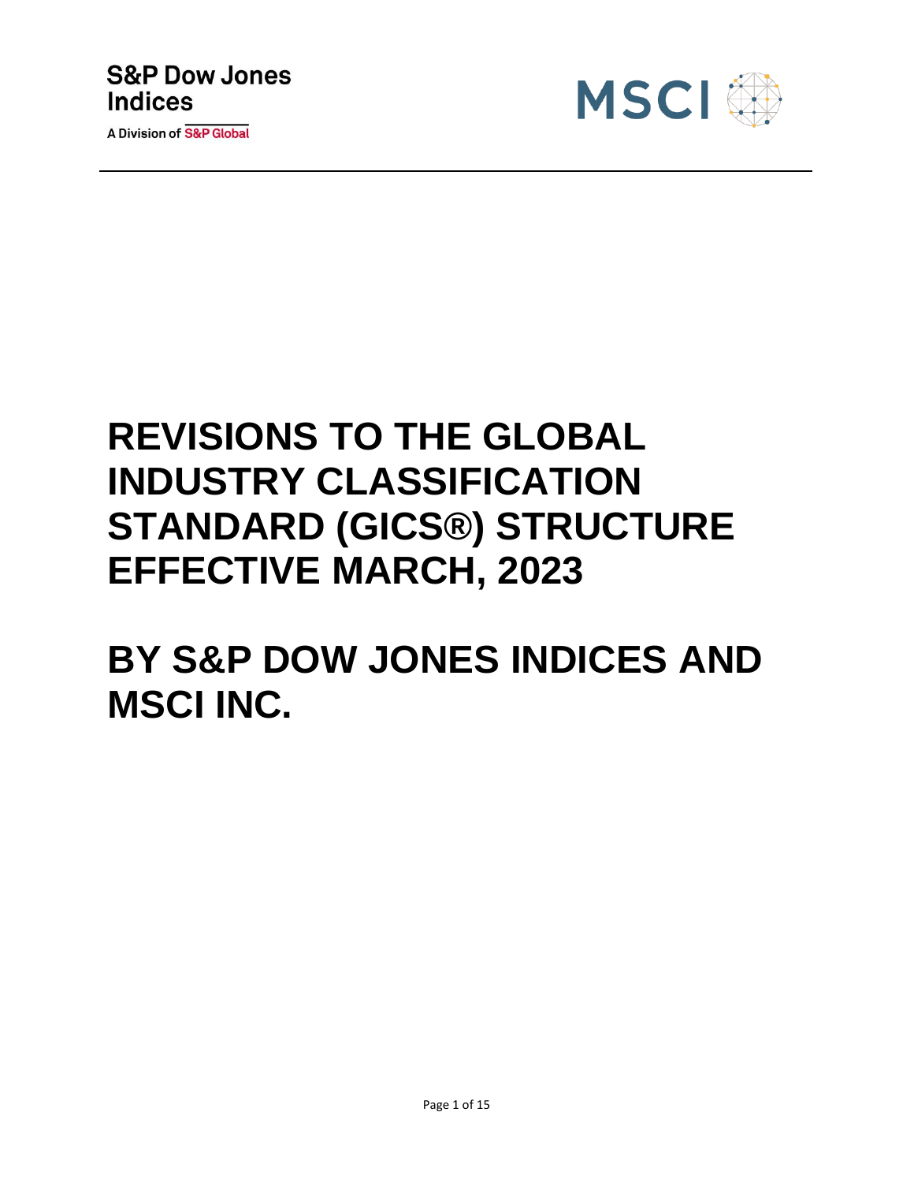S&P Dow Jones Indices

A Division of S&P Global

MSCI

# REVISIONS TO THE GLOBAL INDUSTRY CLASSIFICATION STANDARD (GICS®) STRUCTURE EFFECTIVE MARCH, 2023

# BY S&P DOW JONES INDICES AND MSCI INC.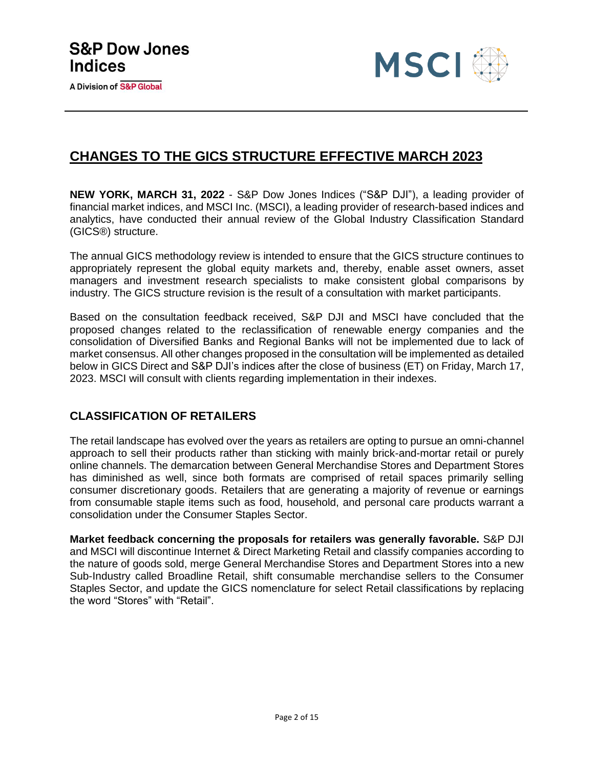S&P Dow Jones Indices
A Division of S&P Global

MSCI

# CHANGES TO THE GICS STRUCTURE EFFECTIVE MARCH 2023

**NEW YORK, MARCH 31, 2022** - S&P Dow Jones Indices ("S&P DJI"), a leading provider of financial market indices, and MSCI Inc. (MSCI), a leading provider of research-based indices and analytics, have conducted their annual review of the Global Industry Classification Standard (GICS®) structure.

The annual GICS methodology review is intended to ensure that the GICS structure continues to appropriately represent the global equity markets and, thereby, enable asset owners, asset managers and investment research specialists to make consistent global comparisons by industry. The GICS structure revision is the result of a consultation with market participants.

Based on the consultation feedback received, S&P DJI and MSCI have concluded that the proposed changes related to the reclassification of renewable energy companies and the consolidation of Diversified Banks and Regional Banks will not be implemented due to lack of market consensus. All other changes proposed in the consultation will be implemented as detailed below in GICS Direct and S&P DJI's indices after the close of business (ET) on Friday, March 17, 2023. MSCI will consult with clients regarding implementation in their indexes.

## CLASSIFICATION OF RETAILERS

The retail landscape has evolved over the years as retailers are opting to pursue an omni-channel approach to sell their products rather than sticking with mainly brick-and-mortar retail or purely online channels. The demarcation between General Merchandise Stores and Department Stores has diminished as well, since both formats are comprised of retail spaces primarily selling consumer discretionary goods. Retailers that are generating a majority of revenue or earnings from consumable staple items such as food, household, and personal care products warrant a consolidation under the Consumer Staples Sector.

**Market feedback concerning the proposals for retailers was generally favorable.** S&P DJI and MSCI will discontinue Internet & Direct Marketing Retail and classify companies according to the nature of goods sold, merge General Merchandise Stores and Department Stores into a new Sub-Industry called Broadline Retail, shift consumable merchandise sellers to the Consumer Staples Sector, and update the GICS nomenclature for select Retail classifications by replacing the word "Stores" with "Retail".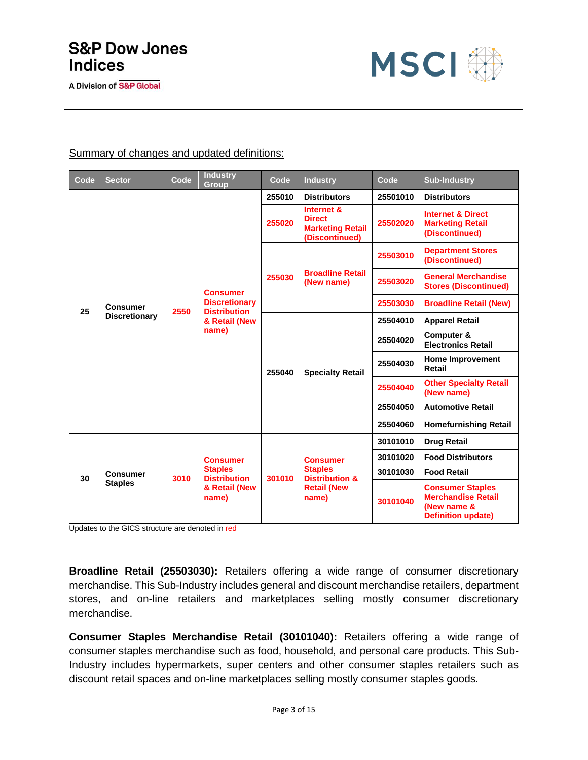Summary of changes and updated definitions:

| Code | Sector | Code | Industry Group | Code | Industry | Code | Sub-Industry |
|---|---|---|---|---|---|---|---|
| 25 | Consumer Discretionary | 2550 | Consumer Discretionary Distribution & Retail (New name) | 255010 | Distributors | 25501010 | Distributors |
| | | | | 255020 | Internet & Direct Marketing Retail (Discontinued) | 25502020 | Internet & Direct Marketing Retail (Discontinued) |
| | | | | 255030 | Broadline Retail (New name) | 25503010 | Department Stores (Discontinued) |
| | | | | | | 25503020 | General Merchandise Stores (Discontinued) |
| | | | | | | 25503030 | Broadline Retail (New) |
| | | | | 255040 | Specialty Retail | 25504010 | Apparel Retail |
| | | | | | | 25504020 | Computer & Electronics Retail |
| | | | | | | 25504030 | Home Improvement Retail |
| | | | | | | 25504040 | Other Specialty Retail (New name) |
| | | | | | | 25504050 | Automotive Retail |
| | | | | | | 25504060 | Homefurnishing Retail |
| 30 | Consumer Staples | 3010 | Consumer Staples Distribution & Retail (New name) | 301010 | Consumer Staples Distribution & Retail (New name) | 30101010 | Drug Retail |
| | | | | | | 30101020 | Food Distributors |
| | | | | | | 30101030 | Food Retail |
| | | | | | | 30101040 | Consumer Staples Merchandise Retail (New name & Definition update) |

Updates to the GICS structure are denoted in red

**Broadline Retail (25503030):** Retailers offering a wide range of consumer discretionary merchandise. This Sub-Industry includes general and discount merchandise retailers, department stores, and on-line retailers and marketplaces selling mostly consumer discretionary merchandise.

**Consumer Staples Merchandise Retail (30101040):** Retailers offering a wide range of consumer staples merchandise such as food, household, and personal care products. This Sub-Industry includes hypermarkets, super centers and other consumer staples retailers such as discount retail spaces and on-line marketplaces selling mostly consumer staples goods.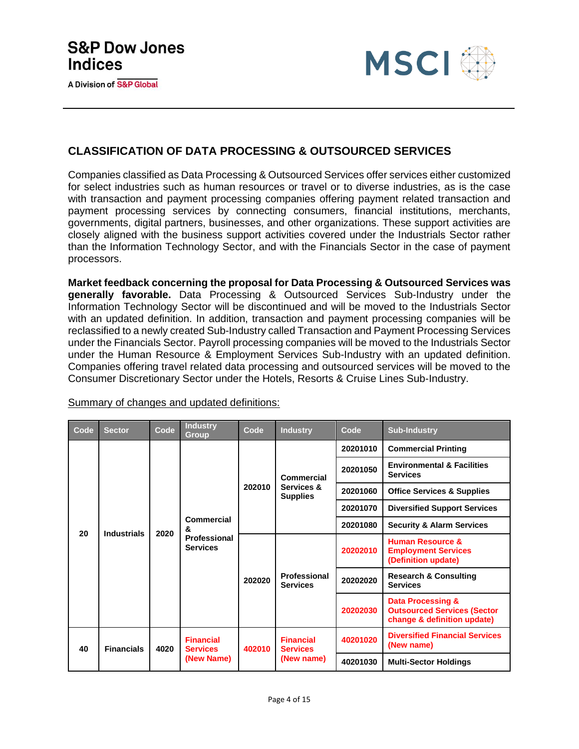## CLASSIFICATION OF DATA PROCESSING & OUTSOURCED SERVICES

Companies classified as Data Processing & Outsourced Services offer services either customized for select industries such as human resources or travel or to diverse industries, as is the case with transaction and payment processing companies offering payment related transaction and payment processing services by connecting consumers, financial institutions, merchants, governments, digital partners, businesses, and other organizations. These support activities are closely aligned with the business support activities covered under the Industrials Sector rather than the Information Technology Sector, and with the Financials Sector in the case of payment processors.

**Market feedback concerning the proposal for Data Processing & Outsourced Services was generally favorable.** Data Processing & Outsourced Services Sub-Industry under the Information Technology Sector will be discontinued and will be moved to the Industrials Sector with an updated definition. In addition, transaction and payment processing companies will be reclassified to a newly created Sub-Industry called Transaction and Payment Processing Services under the Financials Sector. Payroll processing companies will be moved to the Industrials Sector under the Human Resource & Employment Services Sub-Industry with an updated definition. Companies offering travel related data processing and outsourced services will be moved to the Consumer Discretionary Sector under the Hotels, Resorts & Cruise Lines Sub-Industry.

Summary of changes and updated definitions:

| Code | Sector | Code | Industry Group | Code | Industry | Code | Sub-Industry |
|---|---|---|---|---|---|---|---|
| 20 | Industrials | 2020 | Commercial & Professional Services | 202010 | Commercial Services & Supplies | 20201010 | Commercial Printing |
| | | | | | | 20201050 | Environmental & Facilities Services |
| | | | | | | 20201060 | Office Services & Supplies |
| | | | | | | 20201070 | Diversified Support Services |
| | | | | | | 20201080 | Security & Alarm Services |
| | | | | 202020 | Professional Services | 20202010 | Human Resource & Employment Services (Definition update) |
| | | | | | | 20202020 | Research & Consulting Services |
| | | | | | | 20202030 | Data Processing & Outsourced Services (Sector change & definition update) |
| 40 | Financials | 4020 | Financial Services (New Name) | 402010 | Financial Services (New name) | 40201020 | Diversified Financial Services (New name) |
| | | | | | | 40201030 | Multi-Sector Holdings |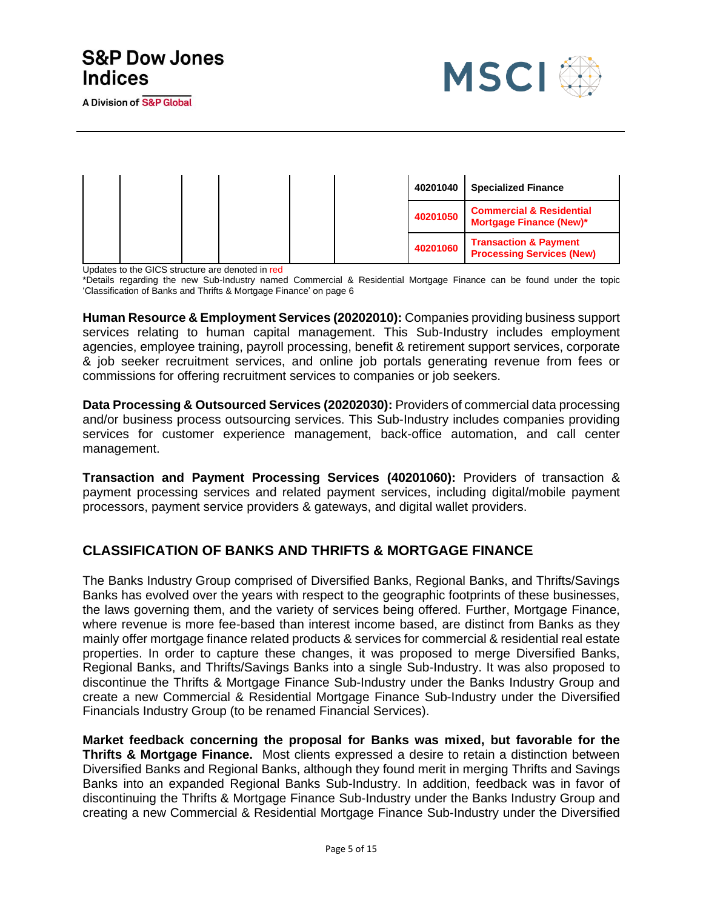| | | | | | | | |
|---|---|---|---|---|---|---|---|
| | | | | | | 40201040 | Specialized Finance |
| | | | | | | 40201050 | Commercial & Residential Mortgage Finance (New)* |
| | | | | | | 40201060 | Transaction & Payment Processing Services (New) |

Updates to the GICS structure are denoted in red

*Details regarding the new Sub-Industry named Commercial & Residential Mortgage Finance can be found under the topic 'Classification of Banks and Thrifts & Mortgage Finance' on page 6

**Human Resource & Employment Services (20202010):** Companies providing business support services relating to human capital management. This Sub-Industry includes employment agencies, employee training, payroll processing, benefit & retirement support services, corporate & job seeker recruitment services, and online job portals generating revenue from fees or commissions for offering recruitment services to companies or job seekers.

**Data Processing & Outsourced Services (20202030):** Providers of commercial data processing and/or business process outsourcing services. This Sub-Industry includes companies providing services for customer experience management, back-office automation, and call center management.

**Transaction and Payment Processing Services (40201060):** Providers of transaction & payment processing services and related payment services, including digital/mobile payment processors, payment service providers & gateways, and digital wallet providers.

## CLASSIFICATION OF BANKS AND THRIFTS & MORTGAGE FINANCE

The Banks Industry Group comprised of Diversified Banks, Regional Banks, and Thrifts/Savings Banks has evolved over the years with respect to the geographic footprints of these businesses, the laws governing them, and the variety of services being offered. Further, Mortgage Finance, where revenue is more fee-based than interest income based, are distinct from Banks as they mainly offer mortgage finance related products & services for commercial & residential real estate properties. In order to capture these changes, it was proposed to merge Diversified Banks, Regional Banks, and Thrifts/Savings Banks into a single Sub-Industry. It was also proposed to discontinue the Thrifts & Mortgage Finance Sub-Industry under the Banks Industry Group and create a new Commercial & Residential Mortgage Finance Sub-Industry under the Diversified Financials Industry Group (to be renamed Financial Services).

**Market feedback concerning the proposal for Banks was mixed, but favorable for the Thrifts & Mortgage Finance.** Most clients expressed a desire to retain a distinction between Diversified Banks and Regional Banks, although they found merit in merging Thrifts and Savings Banks into an expanded Regional Banks Sub-Industry. In addition, feedback was in favor of discontinuing the Thrifts & Mortgage Finance Sub-Industry under the Banks Industry Group and creating a new Commercial & Residential Mortgage Finance Sub-Industry under the Diversified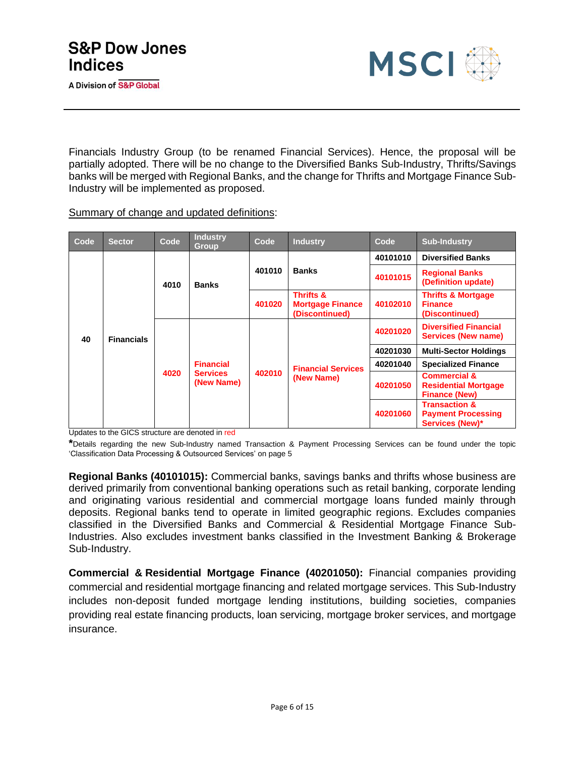Financials Industry Group (to be renamed Financial Services). Hence, the proposal will be partially adopted. There will be no change to the Diversified Banks Sub-Industry, Thrifts/Savings banks will be merged with Regional Banks, and the change for Thrifts and Mortgage Finance Sub-Industry will be implemented as proposed.

Summary of change and updated definitions:

| Code | Sector | Code | Industry Group | Code | Industry | Code | Sub-Industry |
|---|---|---|---|---|---|---|---|
| 40 | Financials | 4010 | Banks | 401010 | Banks | 40101010 | Diversified Banks |
| | | | | | | 40101015 | Regional Banks (Definition update) |
| | | | | 401020 | Thrifts & Mortgage Finance (Discontinued) | 40102010 | Thrifts & Mortgage Finance (Discontinued) |
| | | 4020 | Financial Services (New Name) | 402010 | Financial Services (New Name) | 40201020 | Diversified Financial Services (New name) |
| | | | | | | 40201030 | Multi-Sector Holdings |
| | | | | | | 40201040 | Specialized Finance |
| | | | | | | 40201050 | Commercial & Residential Mortgage Finance (New) |
| | | | | | | 40201060 | Transaction & Payment Processing Services (New)* |

Updates to the GICS structure are denoted in red

*Details regarding the new Sub-Industry named Transaction & Payment Processing Services can be found under the topic 'Classification Data Processing & Outsourced Services' on page 5

**Regional Banks (40101015):** Commercial banks, savings banks and thrifts whose business are derived primarily from conventional banking operations such as retail banking, corporate lending and originating various residential and commercial mortgage loans funded mainly through deposits. Regional banks tend to operate in limited geographic regions. Excludes companies classified in the Diversified Banks and Commercial & Residential Mortgage Finance Sub-Industries. Also excludes investment banks classified in the Investment Banking & Brokerage Sub-Industry.

**Commercial & Residential Mortgage Finance (40201050):** Financial companies providing commercial and residential mortgage financing and related mortgage services. This Sub-Industry includes non-deposit funded mortgage lending institutions, building societies, companies providing real estate financing products, loan servicing, mortgage broker services, and mortgage insurance.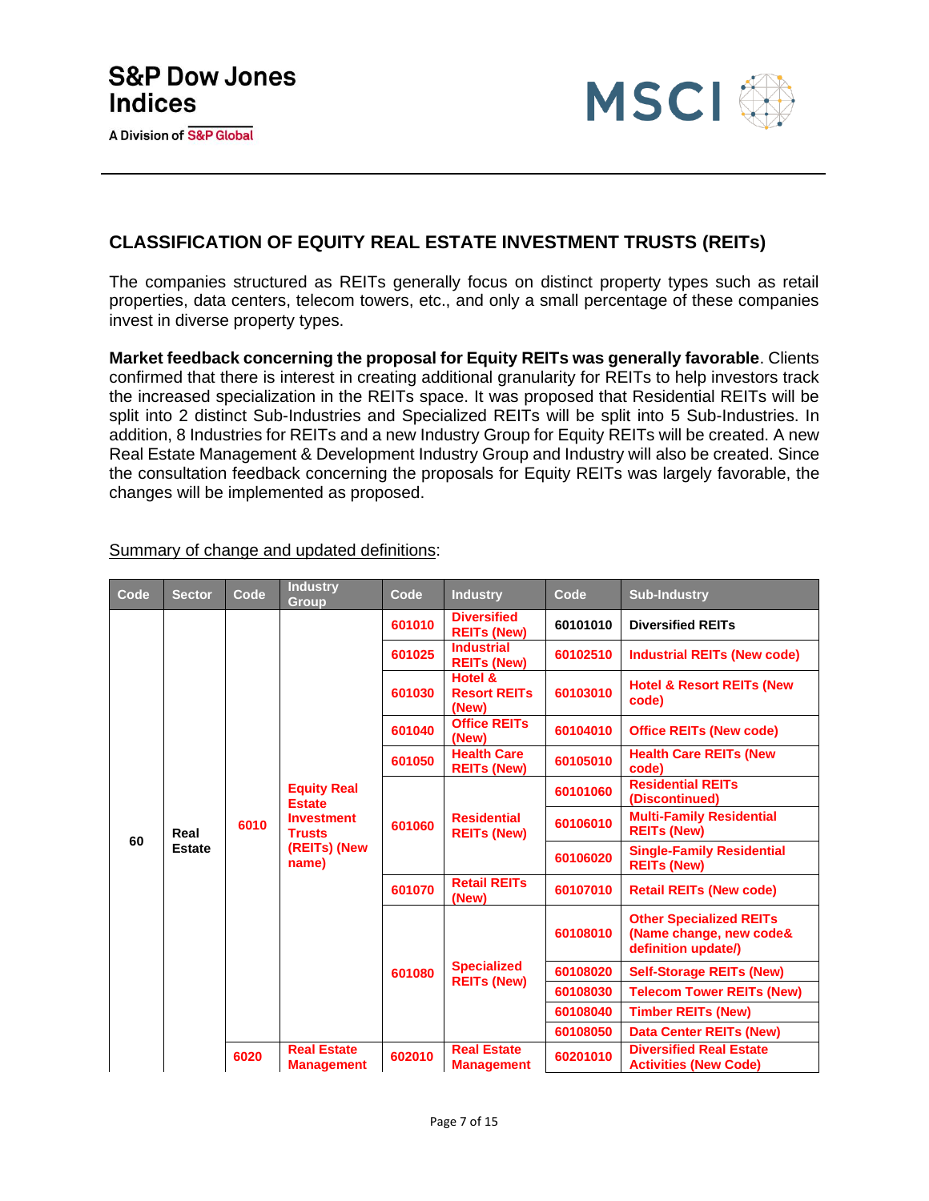## CLASSIFICATION OF EQUITY REAL ESTATE INVESTMENT TRUSTS (REITs)

The companies structured as REITs generally focus on distinct property types such as retail properties, data centers, telecom towers, etc., and only a small percentage of these companies invest in diverse property types.

**Market feedback concerning the proposal for Equity REITs was generally favorable**. Clients confirmed that there is interest in creating additional granularity for REITs to help investors track the increased specialization in the REITs space. It was proposed that Residential REITs will be split into 2 distinct Sub-Industries and Specialized REITs will be split into 5 Sub-Industries. In addition, 8 Industries for REITs and a new Industry Group for Equity REITs will be created. A new Real Estate Management & Development Industry Group and Industry will also be created. Since the consultation feedback concerning the proposals for Equity REITs was largely favorable, the changes will be implemented as proposed.

Summary of change and updated definitions:

| Code | Sector | Code | Industry Group | Code | Industry | Code | Sub-Industry |
|---|---|---|---|---|---|---|---|
| 60 | Real Estate | 6010 | Equity Real Estate Investment Trusts (REITs) (New name) | 601010 | Diversified REITs (New) | 60101010 | Diversified REITs |
| | | | | 601025 | Industrial REITs (New) | 60102510 | Industrial REITs (New code) |
| | | | | 601030 | Hotel & Resort REITs (New) | 60103010 | Hotel & Resort REITs (New code) |
| | | | | 601040 | Office REITs (New) | 60104010 | Office REITs (New code) |
| | | | | 601050 | Health Care REITs (New) | 60105010 | Health Care REITs (New code) |
| | | | | 601060 | Residential REITs (New) | 60101060 | Residential REITs (Discontinued) |
| | | | | | | 60106010 | Multi-Family Residential REITs (New) |
| | | | | | | 60106020 | Single-Family Residential REITs (New) |
| | | | | 601070 | Retail REITs (New) | 60107010 | Retail REITs (New code) |
| | | | | 601080 | Specialized REITs (New) | 60108010 | Other Specialized REITs (Name change, new code& definition update/) |
| | | | | | | 60108020 | Self-Storage REITs (New) |
| | | | | | | 60108030 | Telecom Tower REITs (New) |
| | | | | | | 60108040 | Timber REITs (New) |
| | | | | | | 60108050 | Data Center REITs (New) |
| | | 6020 | Real Estate Management | 602010 | Real Estate Management | 60201010 | Diversified Real Estate Activities (New Code) |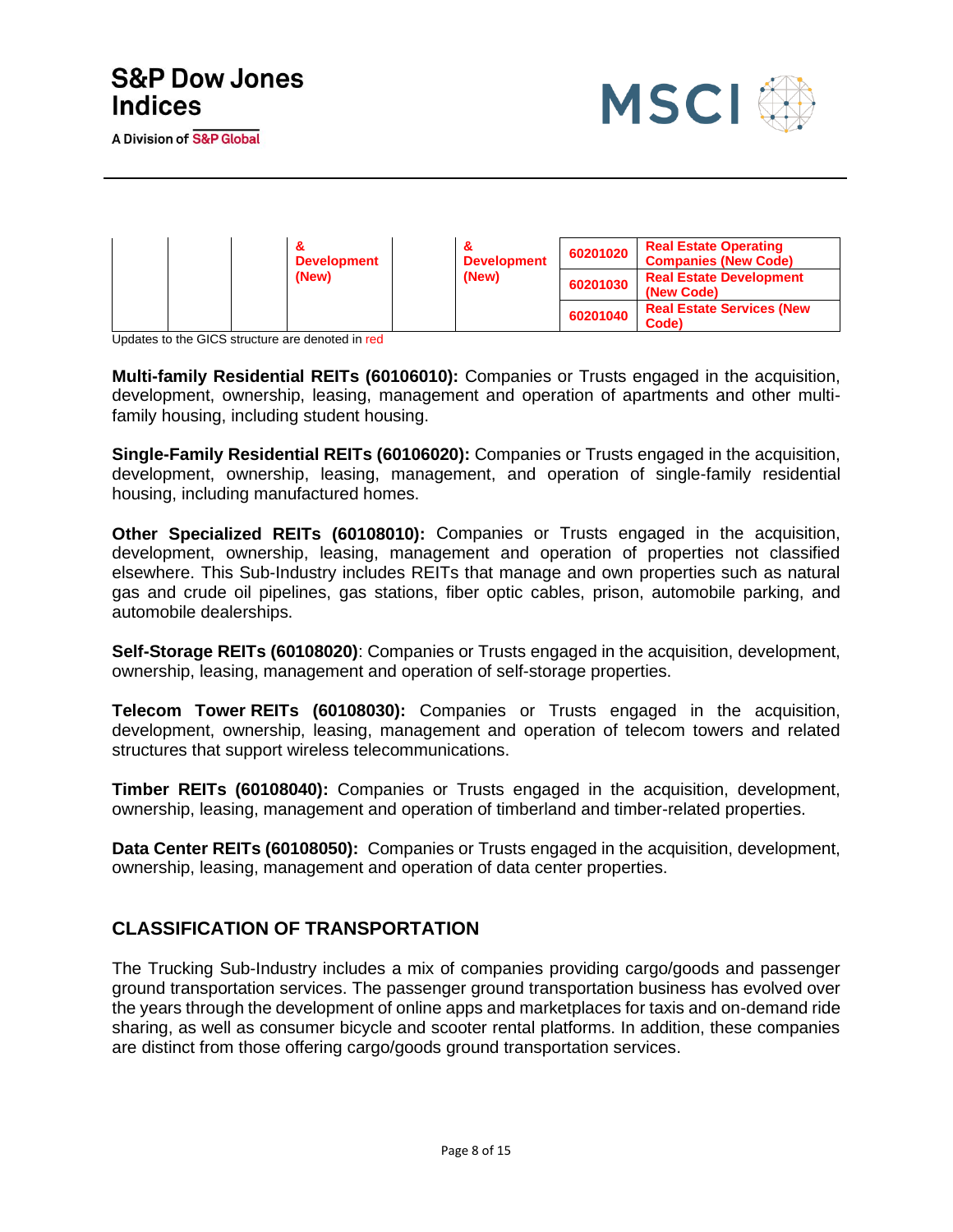| | | | & Development (New) | | & Development (New) | 60201020 | Real Estate Operating Companies (New Code) |
|---|---|---|---|---|---|---|---|
| | | | | | | 60201030 | Real Estate Development (New Code) |
| | | | | | | 60201040 | Real Estate Services (New Code) |

Updates to the GICS structure are denoted in red

**Multi-family Residential REITs (60106010):** Companies or Trusts engaged in the acquisition, development, ownership, leasing, management and operation of apartments and other multi-family housing, including student housing.

**Single-Family Residential REITs (60106020):** Companies or Trusts engaged in the acquisition, development, ownership, leasing, management, and operation of single-family residential housing, including manufactured homes.

**Other Specialized REITs (60108010):** Companies or Trusts engaged in the acquisition, development, ownership, leasing, management and operation of properties not classified elsewhere. This Sub-Industry includes REITs that manage and own properties such as natural gas and crude oil pipelines, gas stations, fiber optic cables, prison, automobile parking, and automobile dealerships.

**Self-Storage REITs (60108020)**: Companies or Trusts engaged in the acquisition, development, ownership, leasing, management and operation of self-storage properties.

**Telecom Tower REITs (60108030):** Companies or Trusts engaged in the acquisition, development, ownership, leasing, management and operation of telecom towers and related structures that support wireless telecommunications.

**Timber REITs (60108040):** Companies or Trusts engaged in the acquisition, development, ownership, leasing, management and operation of timberland and timber-related properties.

**Data Center REITs (60108050):** Companies or Trusts engaged in the acquisition, development, ownership, leasing, management and operation of data center properties.

## CLASSIFICATION OF TRANSPORTATION

The Trucking Sub-Industry includes a mix of companies providing cargo/goods and passenger ground transportation services. The passenger ground transportation business has evolved over the years through the development of online apps and marketplaces for taxis and on-demand ride sharing, as well as consumer bicycle and scooter rental platforms. In addition, these companies are distinct from those offering cargo/goods ground transportation services.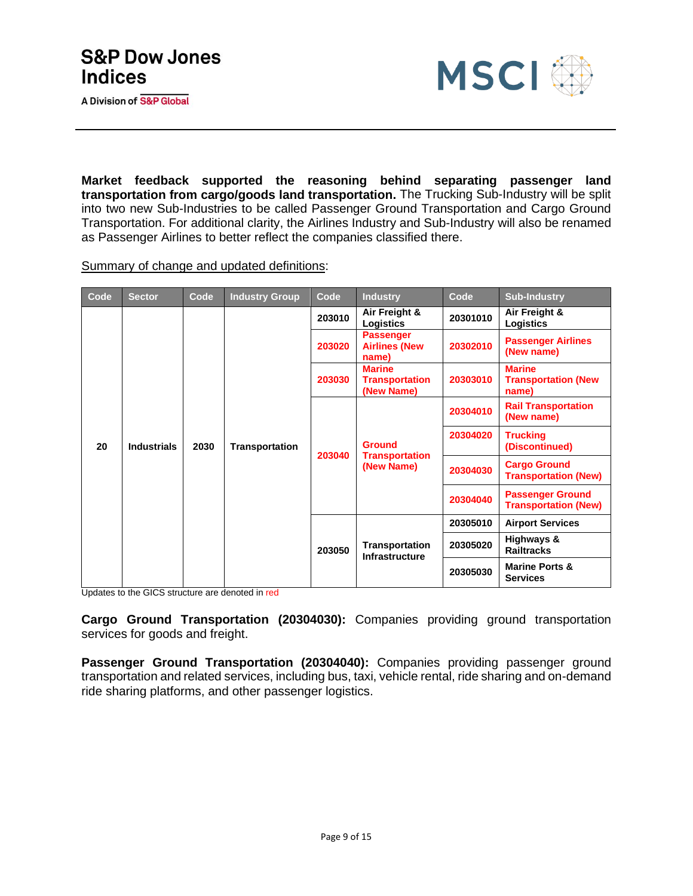**Market feedback supported the reasoning behind separating passenger land transportation from cargo/goods land transportation.** The Trucking Sub-Industry will be split into two new Sub-Industries to be called Passenger Ground Transportation and Cargo Ground Transportation. For additional clarity, the Airlines Industry and Sub-Industry will also be renamed as Passenger Airlines to better reflect the companies classified there.

Summary of change and updated definitions:

| Code | Sector | Code | Industry Group | Code | Industry | Code | Sub-Industry |
|---|---|---|---|---|---|---|---|
| 20 | Industrials | 2030 | Transportation | 203010 | Air Freight & Logistics | 20301010 | Air Freight & Logistics |
| | | | | 203020 | Passenger Airlines (New name) | 20302010 | Passenger Airlines (New name) |
| | | | | 203030 | Marine Transportation (New Name) | 20303010 | Marine Transportation (New name) |
| | | | | 203040 | Ground Transportation (New Name) | 20304010 | Rail Transportation (New name) |
| | | | | | | 20304020 | Trucking (Discontinued) |
| | | | | | | 20304030 | Cargo Ground Transportation (New) |
| | | | | | | 20304040 | Passenger Ground Transportation (New) |
| | | | | 203050 | Transportation Infrastructure | 20305010 | Airport Services |
| | | | | | | 20305020 | Highways & Railtracks |
| | | | | | | 20305030 | Marine Ports & Services |

Updates to the GICS structure are denoted in red

**Cargo Ground Transportation (20304030):** Companies providing ground transportation services for goods and freight.

**Passenger Ground Transportation (20304040):** Companies providing passenger ground transportation and related services, including bus, taxi, vehicle rental, ride sharing and on-demand ride sharing platforms, and other passenger logistics.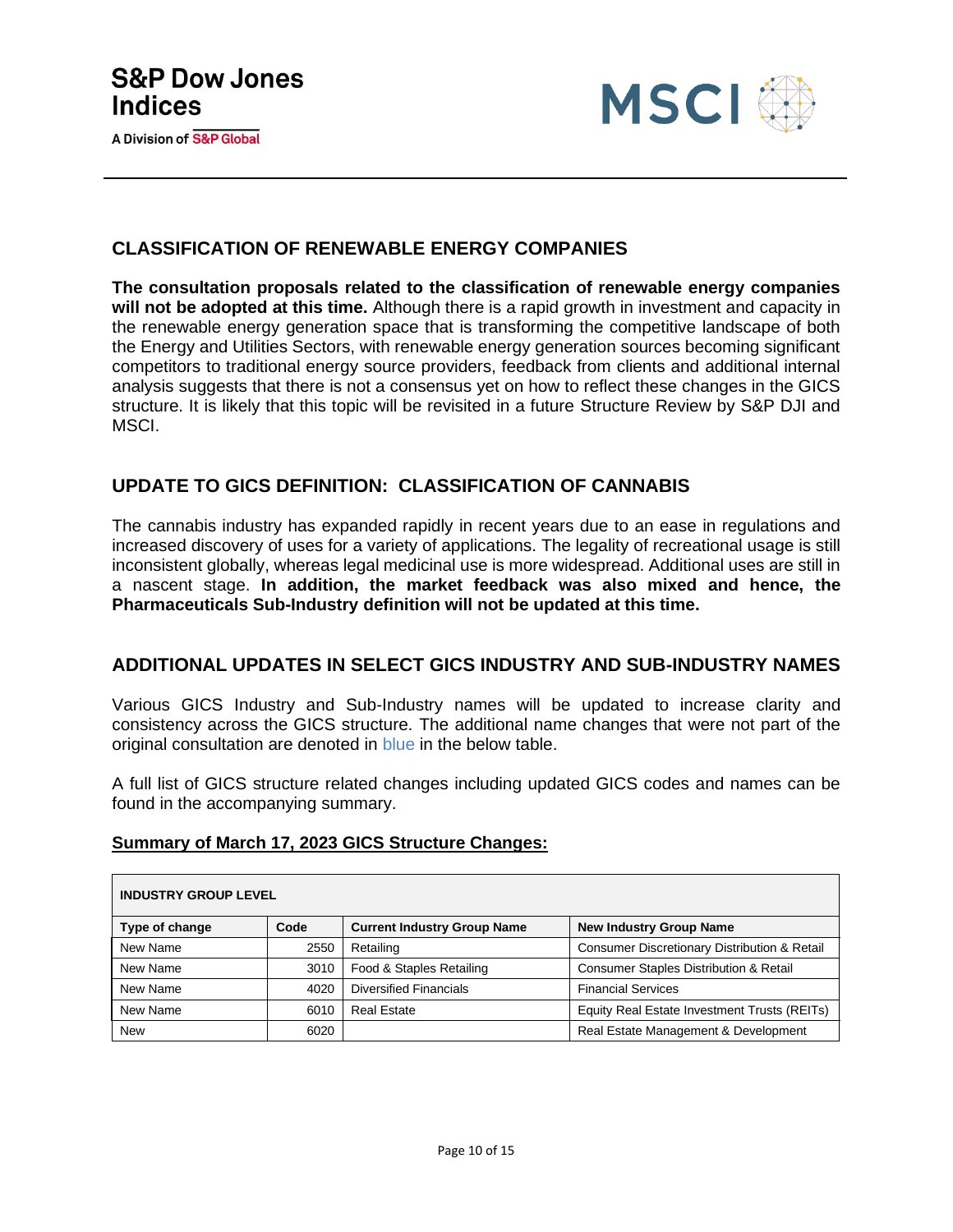## CLASSIFICATION OF RENEWABLE ENERGY COMPANIES

**The consultation proposals related to the classification of renewable energy companies will not be adopted at this time.** Although there is a rapid growth in investment and capacity in the renewable energy generation space that is transforming the competitive landscape of both the Energy and Utilities Sectors, with renewable energy generation sources becoming significant competitors to traditional energy source providers, feedback from clients and additional internal analysis suggests that there is not a consensus yet on how to reflect these changes in the GICS structure. It is likely that this topic will be revisited in a future Structure Review by S&P DJI and MSCI.

## UPDATE TO GICS DEFINITION: CLASSIFICATION OF CANNABIS

The cannabis industry has expanded rapidly in recent years due to an ease in regulations and increased discovery of uses for a variety of applications. The legality of recreational usage is still inconsistent globally, whereas legal medicinal use is more widespread. Additional uses are still in a nascent stage. **In addition, the market feedback was also mixed and hence, the Pharmaceuticals Sub-Industry definition will not be updated at this time.**

## ADDITIONAL UPDATES IN SELECT GICS INDUSTRY AND SUB-INDUSTRY NAMES

Various GICS Industry and Sub-Industry names will be updated to increase clarity and consistency across the GICS structure. The additional name changes that were not part of the original consultation are denoted in blue in the below table.

A full list of GICS structure related changes including updated GICS codes and names can be found in the accompanying summary.

**Summary of March 17, 2023 GICS Structure Changes:**

| INDUSTRY GROUP LEVEL | | | |
|---|---|---|---|
| **Type of change** | **Code** | **Current Industry Group Name** | **New Industry Group Name** |
| New Name | 2550 | Retailing | Consumer Discretionary Distribution & Retail |
| New Name | 3010 | Food & Staples Retailing | Consumer Staples Distribution & Retail |
| New Name | 4020 | Diversified Financials | Financial Services |
| New Name | 6010 | Real Estate | Equity Real Estate Investment Trusts (REITs) |
| New | 6020 | | Real Estate Management & Development |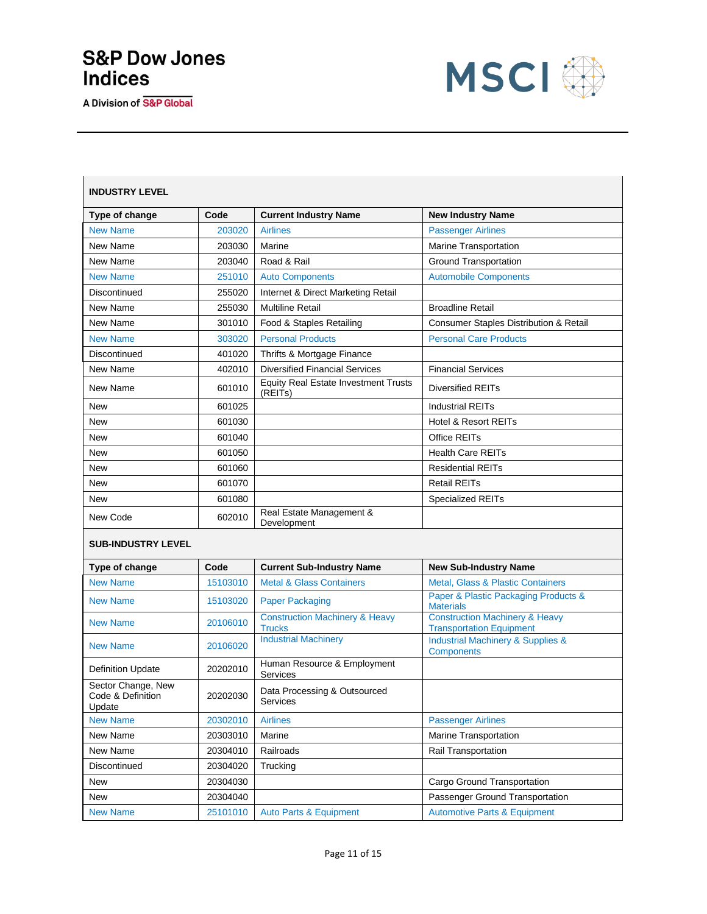**INDUSTRY LEVEL**

| Type of change | Code | Current Industry Name | New Industry Name |
|---|---|---|---|
| New Name | 203020 | Airlines | Passenger Airlines |
| New Name | 203030 | Marine | Marine Transportation |
| New Name | 203040 | Road & Rail | Ground Transportation |
| New Name | 251010 | Auto Components | Automobile Components |
| Discontinued | 255020 | Internet & Direct Marketing Retail | |
| New Name | 255030 | Multiline Retail | Broadline Retail |
| New Name | 301010 | Food & Staples Retailing | Consumer Staples Distribution & Retail |
| New Name | 303020 | Personal Products | Personal Care Products |
| Discontinued | 401020 | Thrifts & Mortgage Finance | |
| New Name | 402010 | Diversified Financial Services | Financial Services |
| New Name | 601010 | Equity Real Estate Investment Trusts (REITs) | Diversified REITs |
| New | 601025 | | Industrial REITs |
| New | 601030 | | Hotel & Resort REITs |
| New | 601040 | | Office REITs |
| New | 601050 | | Health Care REITs |
| New | 601060 | | Residential REITs |
| New | 601070 | | Retail REITs |
| New | 601080 | | Specialized REITs |
| New Code | 602010 | Real Estate Management & Development | |

**SUB-INDUSTRY LEVEL**

| Type of change | Code | Current Sub-Industry Name | New Sub-Industry Name |
|---|---|---|---|
| New Name | 15103010 | Metal & Glass Containers | Metal, Glass & Plastic Containers |
| New Name | 15103020 | Paper Packaging | Paper & Plastic Packaging Products & Materials |
| New Name | 20106010 | Construction Machinery & Heavy Trucks | Construction Machinery & Heavy Transportation Equipment |
| New Name | 20106020 | Industrial Machinery | Industrial Machinery & Supplies & Components |
| Definition Update | 20202010 | Human Resource & Employment Services | |
| Sector Change, New Code & Definition Update | 20202030 | Data Processing & Outsourced Services | |
| New Name | 20302010 | Airlines | Passenger Airlines |
| New Name | 20303010 | Marine | Marine Transportation |
| New Name | 20304010 | Railroads | Rail Transportation |
| Discontinued | 20304020 | Trucking | |
| New | 20304030 | | Cargo Ground Transportation |
| New | 20304040 | | Passenger Ground Transportation |
| New Name | 25101010 | Auto Parts & Equipment | Automotive Parts & Equipment |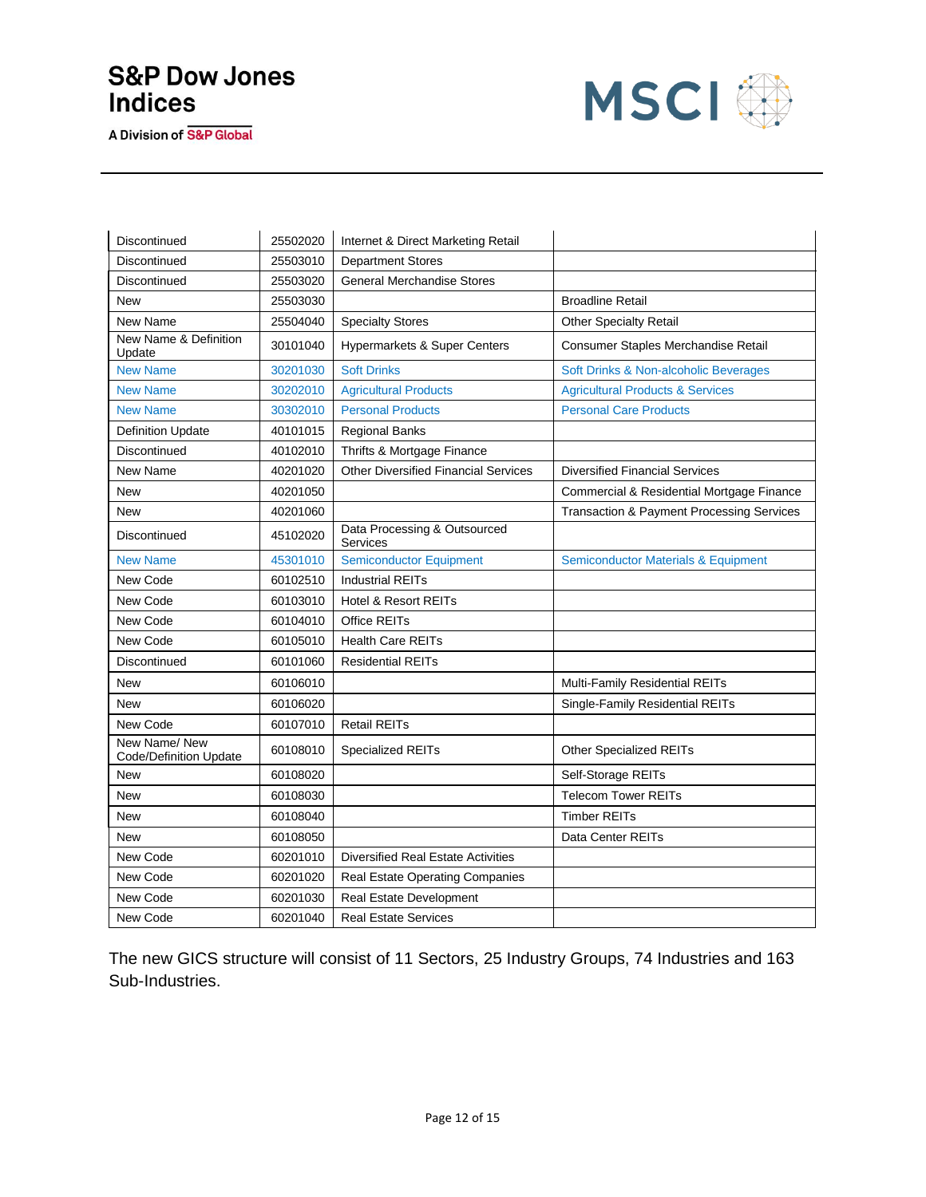| Discontinued | 25502020 | Internet & Direct Marketing Retail | |
|---|---|---|---|
| Discontinued | 25503010 | Department Stores | |
| Discontinued | 25503020 | General Merchandise Stores | |
| New | 25503030 | | Broadline Retail |
| New Name | 25504040 | Specialty Stores | Other Specialty Retail |
| New Name & Definition Update | 30101040 | Hypermarkets & Super Centers | Consumer Staples Merchandise Retail |
| New Name | 30201030 | Soft Drinks | Soft Drinks & Non-alcoholic Beverages |
| New Name | 30202010 | Agricultural Products | Agricultural Products & Services |
| New Name | 30302010 | Personal Products | Personal Care Products |
| Definition Update | 40101015 | Regional Banks | |
| Discontinued | 40102010 | Thrifts & Mortgage Finance | |
| New Name | 40201020 | Other Diversified Financial Services | Diversified Financial Services |
| New | 40201050 | | Commercial & Residential Mortgage Finance |
| New | 40201060 | | Transaction & Payment Processing Services |
| Discontinued | 45102020 | Data Processing & Outsourced Services | |
| New Name | 45301010 | Semiconductor Equipment | Semiconductor Materials & Equipment |
| New Code | 60102510 | Industrial REITs | |
| New Code | 60103010 | Hotel & Resort REITs | |
| New Code | 60104010 | Office REITs | |
| New Code | 60105010 | Health Care REITs | |
| Discontinued | 60101060 | Residential REITs | |
| New | 60106010 | | Multi-Family Residential REITs |
| New | 60106020 | | Single-Family Residential REITs |
| New Code | 60107010 | Retail REITs | |
| New Name/ New Code/Definition Update | 60108010 | Specialized REITs | Other Specialized REITs |
| New | 60108020 | | Self-Storage REITs |
| New | 60108030 | | Telecom Tower REITs |
| New | 60108040 | | Timber REITs |
| New | 60108050 | | Data Center REITs |
| New Code | 60201010 | Diversified Real Estate Activities | |
| New Code | 60201020 | Real Estate Operating Companies | |
| New Code | 60201030 | Real Estate Development | |
| New Code | 60201040 | Real Estate Services | |

The new GICS structure will consist of 11 Sectors, 25 Industry Groups, 74 Industries and 163 Sub-Industries.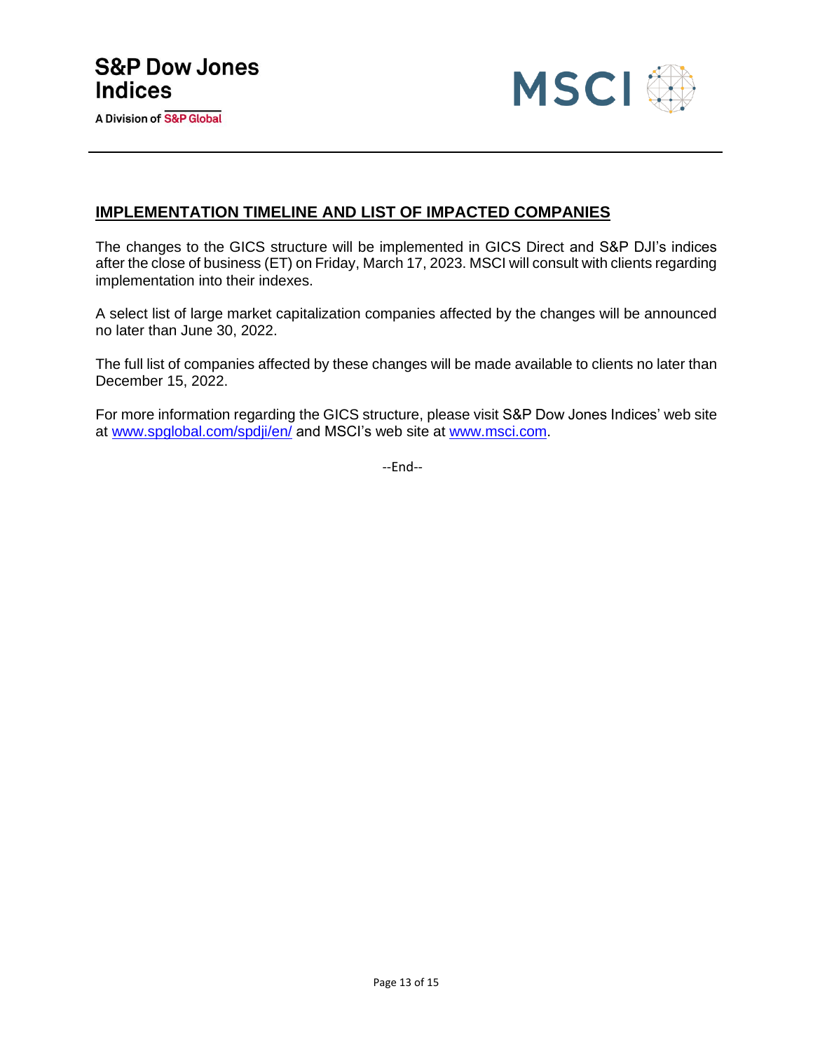## IMPLEMENTATION TIMELINE AND LIST OF IMPACTED COMPANIES

The changes to the GICS structure will be implemented in GICS Direct and S&P DJI's indices after the close of business (ET) on Friday, March 17, 2023. MSCI will consult with clients regarding implementation into their indexes.

A select list of large market capitalization companies affected by the changes will be announced no later than June 30, 2022.

The full list of companies affected by these changes will be made available to clients no later than December 15, 2022.

For more information regarding the GICS structure, please visit S&P Dow Jones Indices' web site at www.spglobal.com/spdji/en/ and MSCI's web site at www.msci.com.

--End--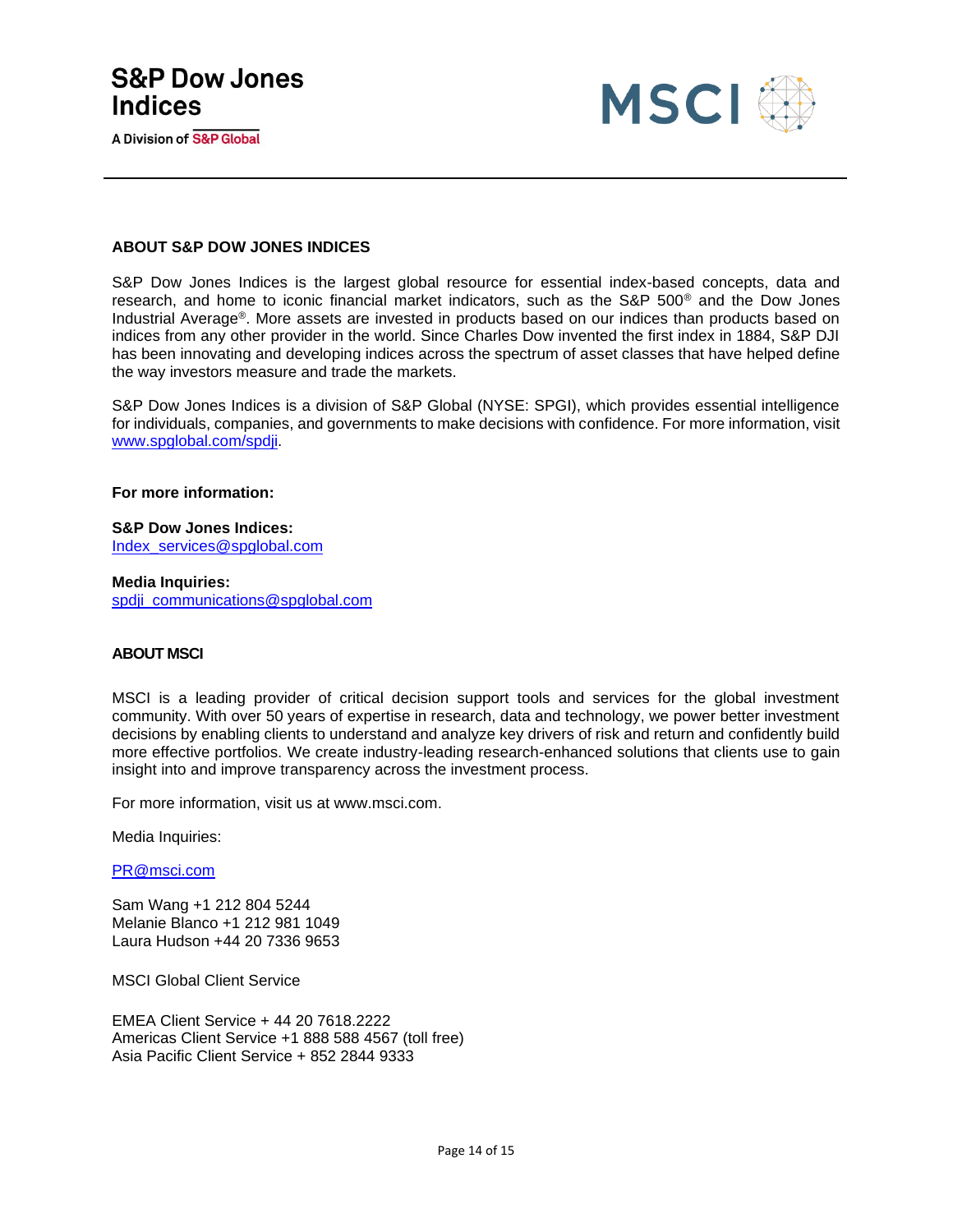## ABOUT S&P DOW JONES INDICES

S&P Dow Jones Indices is the largest global resource for essential index-based concepts, data and research, and home to iconic financial market indicators, such as the S&P 500® and the Dow Jones Industrial Average®. More assets are invested in products based on our indices than products based on indices from any other provider in the world. Since Charles Dow invented the first index in 1884, S&P DJI has been innovating and developing indices across the spectrum of asset classes that have helped define the way investors measure and trade the markets.

S&P Dow Jones Indices is a division of S&P Global (NYSE: SPGI), which provides essential intelligence for individuals, companies, and governments to make decisions with confidence. For more information, visit www.spglobal.com/spdji.

**For more information:**

**S&P Dow Jones Indices:**
Index_services@spglobal.com

**Media Inquiries:**
spdji_communications@spglobal.com

## ABOUT MSCI

MSCI is a leading provider of critical decision support tools and services for the global investment community. With over 50 years of expertise in research, data and technology, we power better investment decisions by enabling clients to understand and analyze key drivers of risk and return and confidently build more effective portfolios. We create industry-leading research-enhanced solutions that clients use to gain insight into and improve transparency across the investment process.

For more information, visit us at www.msci.com.

Media Inquiries:

PR@msci.com

Sam Wang +1 212 804 5244
Melanie Blanco +1 212 981 1049
Laura Hudson +44 20 7336 9653

MSCI Global Client Service

EMEA Client Service + 44 20 7618.2222
Americas Client Service +1 888 588 4567 (toll free)
Asia Pacific Client Service + 852 2844 9333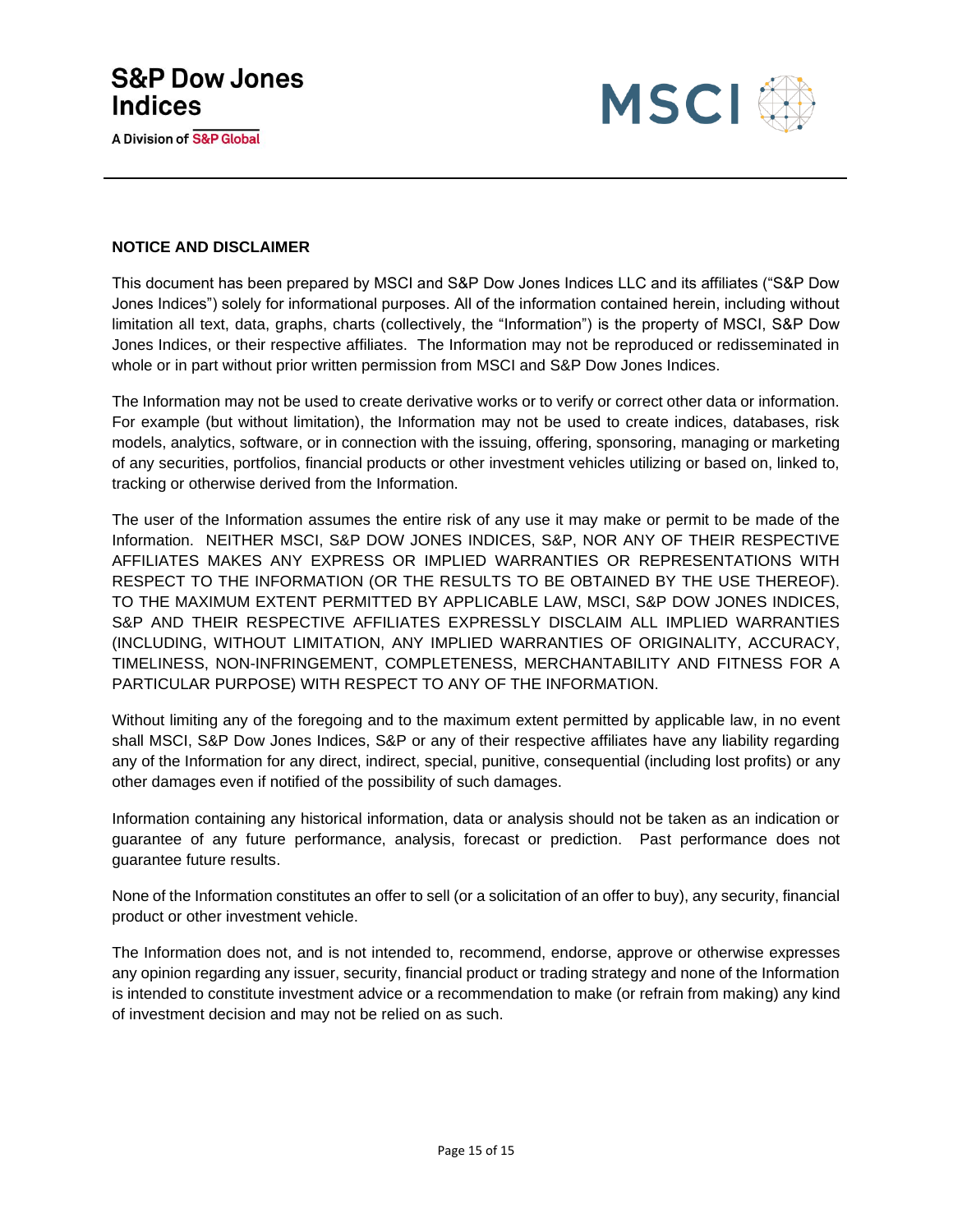**NOTICE AND DISCLAIMER**

This document has been prepared by MSCI and S&P Dow Jones Indices LLC and its affiliates ("S&P Dow Jones Indices") solely for informational purposes. All of the information contained herein, including without limitation all text, data, graphs, charts (collectively, the "Information") is the property of MSCI, S&P Dow Jones Indices, or their respective affiliates. The Information may not be reproduced or redisseminated in whole or in part without prior written permission from MSCI and S&P Dow Jones Indices.

The Information may not be used to create derivative works or to verify or correct other data or information. For example (but without limitation), the Information may not be used to create indices, databases, risk models, analytics, software, or in connection with the issuing, offering, sponsoring, managing or marketing of any securities, portfolios, financial products or other investment vehicles utilizing or based on, linked to, tracking or otherwise derived from the Information.

The user of the Information assumes the entire risk of any use it may make or permit to be made of the Information. NEITHER MSCI, S&P DOW JONES INDICES, S&P, NOR ANY OF THEIR RESPECTIVE AFFILIATES MAKES ANY EXPRESS OR IMPLIED WARRANTIES OR REPRESENTATIONS WITH RESPECT TO THE INFORMATION (OR THE RESULTS TO BE OBTAINED BY THE USE THEREOF). TO THE MAXIMUM EXTENT PERMITTED BY APPLICABLE LAW, MSCI, S&P DOW JONES INDICES, S&P AND THEIR RESPECTIVE AFFILIATES EXPRESSLY DISCLAIM ALL IMPLIED WARRANTIES (INCLUDING, WITHOUT LIMITATION, ANY IMPLIED WARRANTIES OF ORIGINALITY, ACCURACY, TIMELINESS, NON-INFRINGEMENT, COMPLETENESS, MERCHANTABILITY AND FITNESS FOR A PARTICULAR PURPOSE) WITH RESPECT TO ANY OF THE INFORMATION.

Without limiting any of the foregoing and to the maximum extent permitted by applicable law, in no event shall MSCI, S&P Dow Jones Indices, S&P or any of their respective affiliates have any liability regarding any of the Information for any direct, indirect, special, punitive, consequential (including lost profits) or any other damages even if notified of the possibility of such damages.

Information containing any historical information, data or analysis should not be taken as an indication or guarantee of any future performance, analysis, forecast or prediction. Past performance does not guarantee future results.

None of the Information constitutes an offer to sell (or a solicitation of an offer to buy), any security, financial product or other investment vehicle.

The Information does not, and is not intended to, recommend, endorse, approve or otherwise expresses any opinion regarding any issuer, security, financial product or trading strategy and none of the Information is intended to constitute investment advice or a recommendation to make (or refrain from making) any kind of investment decision and may not be relied on as such.